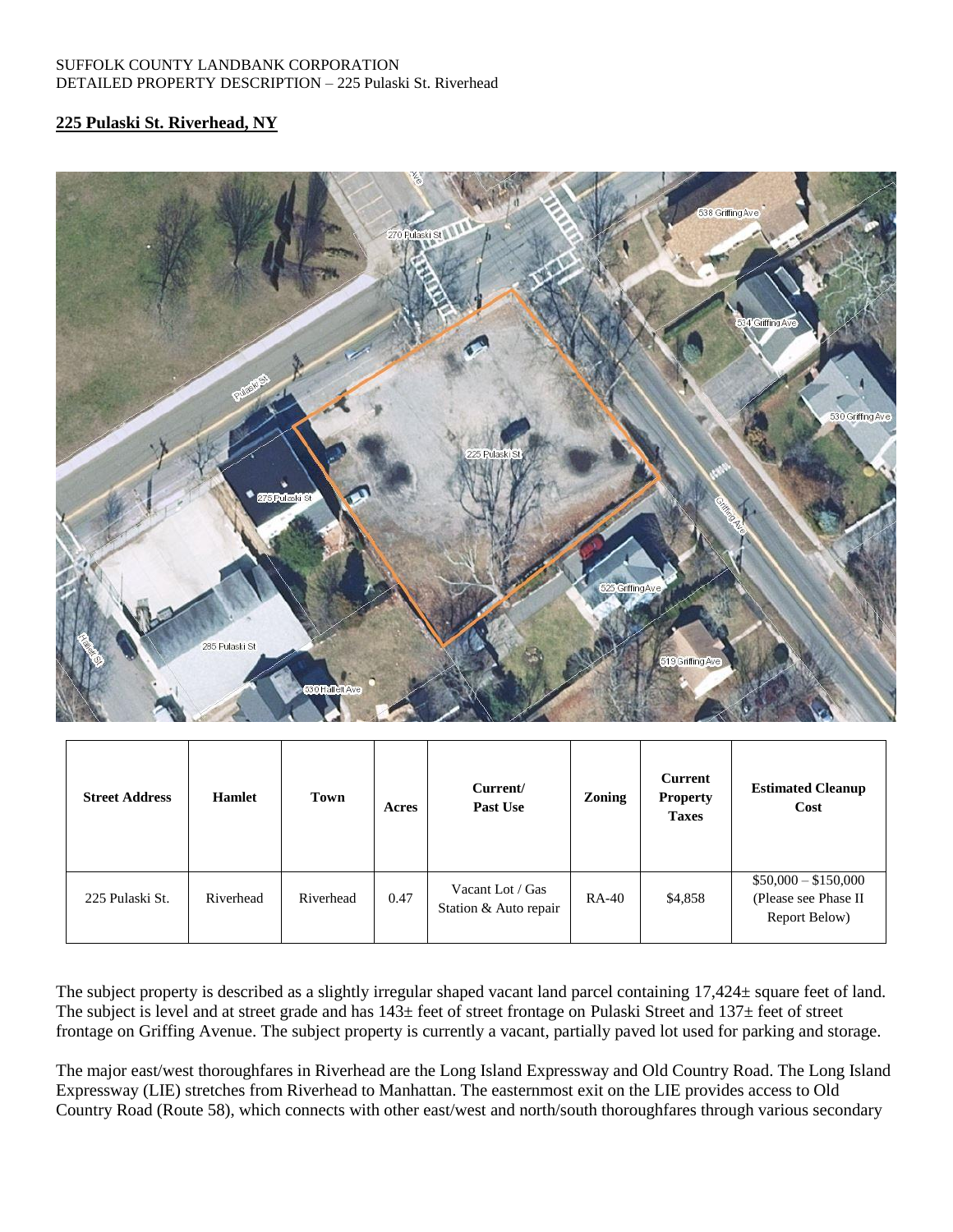SUFFOLK COUNTY LANDBANK CORPORATION
DETAILED PROPERTY DESCRIPTION – 225 Pulaski St. Riverhead

**225 Pulaski St. Riverhead, NY**

| Street Address | Hamlet | Town | Acres | Current/ Past Use | Zoning | Current Property Taxes | Estimated Cleanup Cost |
|---|---|---|---|---|---|---|---|
| 225 Pulaski St. | Riverhead | Riverhead | 0.47 | Vacant Lot / Gas Station & Auto repair | RA-40 | $4,858 | $50,000 – $150,000 (Please see Phase II Report Below) |

The subject property is described as a slightly irregular shaped vacant land parcel containing 17,424± square feet of land. The subject is level and at street grade and has 143± feet of street frontage on Pulaski Street and 137± feet of street frontage on Griffing Avenue. The subject property is currently a vacant, partially paved lot used for parking and storage.

The major east/west thoroughfares in Riverhead are the Long Island Expressway and Old Country Road. The Long Island Expressway (LIE) stretches from Riverhead to Manhattan. The easternmost exit on the LIE provides access to Old Country Road (Route 58), which connects with other east/west and north/south thoroughfares through various secondary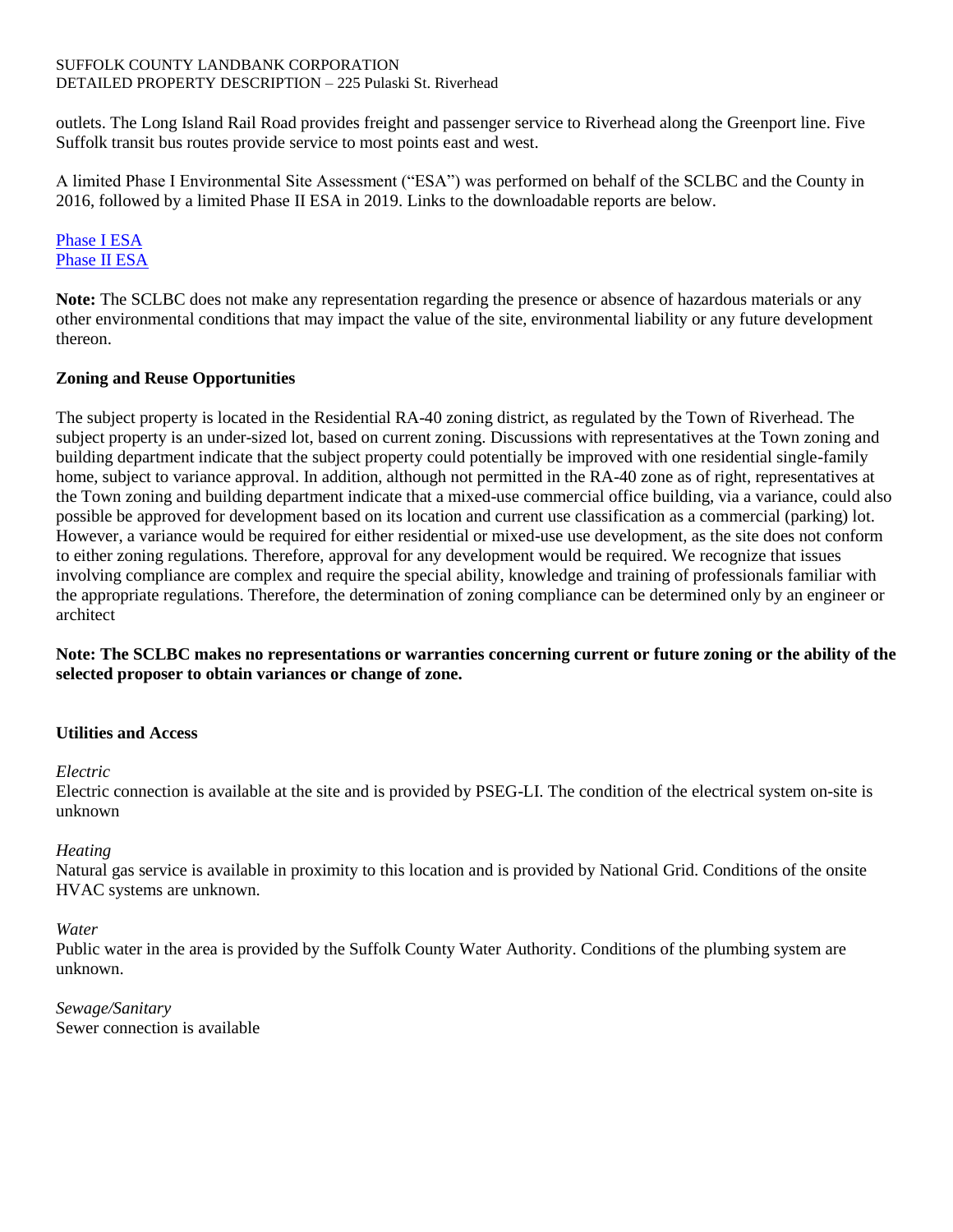outlets. The Long Island Rail Road provides freight and passenger service to Riverhead along the Greenport line. Five Suffolk transit bus routes provide service to most points east and west.

A limited Phase I Environmental Site Assessment ("ESA") was performed on behalf of the SCLBC and the County in 2016, followed by a limited Phase II ESA in 2019. Links to the downloadable reports are below.

Phase I ESA
Phase II ESA

**Note:** The SCLBC does not make any representation regarding the presence or absence of hazardous materials or any other environmental conditions that may impact the value of the site, environmental liability or any future development thereon.

### Zoning and Reuse Opportunities

The subject property is located in the Residential RA-40 zoning district, as regulated by the Town of Riverhead. The subject property is an under-sized lot, based on current zoning. Discussions with representatives at the Town zoning and building department indicate that the subject property could potentially be improved with one residential single-family home, subject to variance approval. In addition, although not permitted in the RA-40 zone as of right, representatives at the Town zoning and building department indicate that a mixed-use commercial office building, via a variance, could also possible be approved for development based on its location and current use classification as a commercial (parking) lot. However, a variance would be required for either residential or mixed-use use development, as the site does not conform to either zoning regulations. Therefore, approval for any development would be required. We recognize that issues involving compliance are complex and require the special ability, knowledge and training of professionals familiar with the appropriate regulations. Therefore, the determination of zoning compliance can be determined only by an engineer or architect

**Note: The SCLBC makes no representations or warranties concerning current or future zoning or the ability of the selected proposer to obtain variances or change of zone.**

### Utilities and Access

*Electric*
Electric connection is available at the site and is provided by PSEG-LI. The condition of the electrical system on-site is unknown

*Heating*
Natural gas service is available in proximity to this location and is provided by National Grid. Conditions of the onsite HVAC systems are unknown.

*Water*
Public water in the area is provided by the Suffolk County Water Authority. Conditions of the plumbing system are unknown.

*Sewage/Sanitary*
Sewer connection is available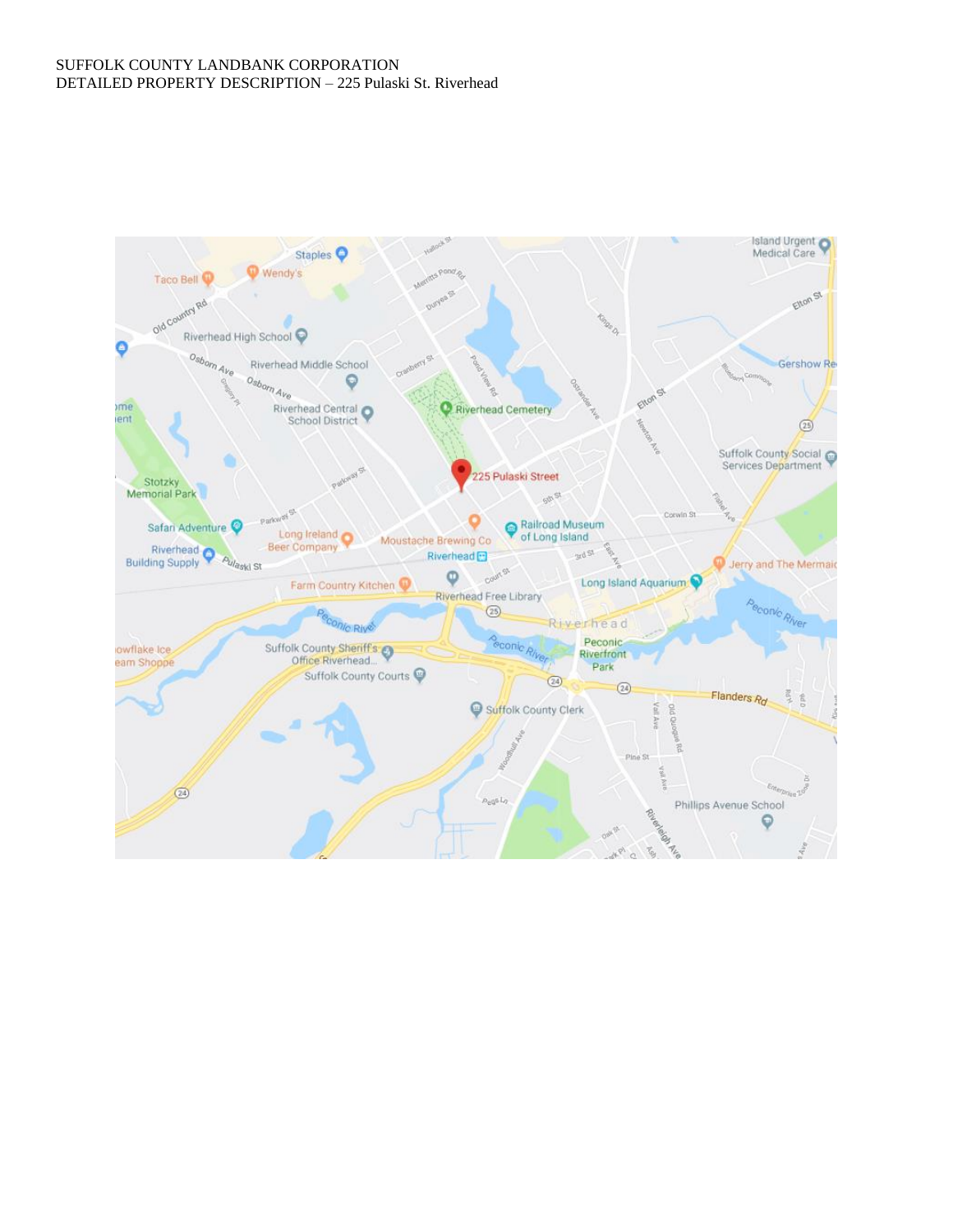SUFFOLK COUNTY LANDBANK CORPORATION

DETAILED PROPERTY DESCRIPTION – 225 Pulaski St. Riverhead